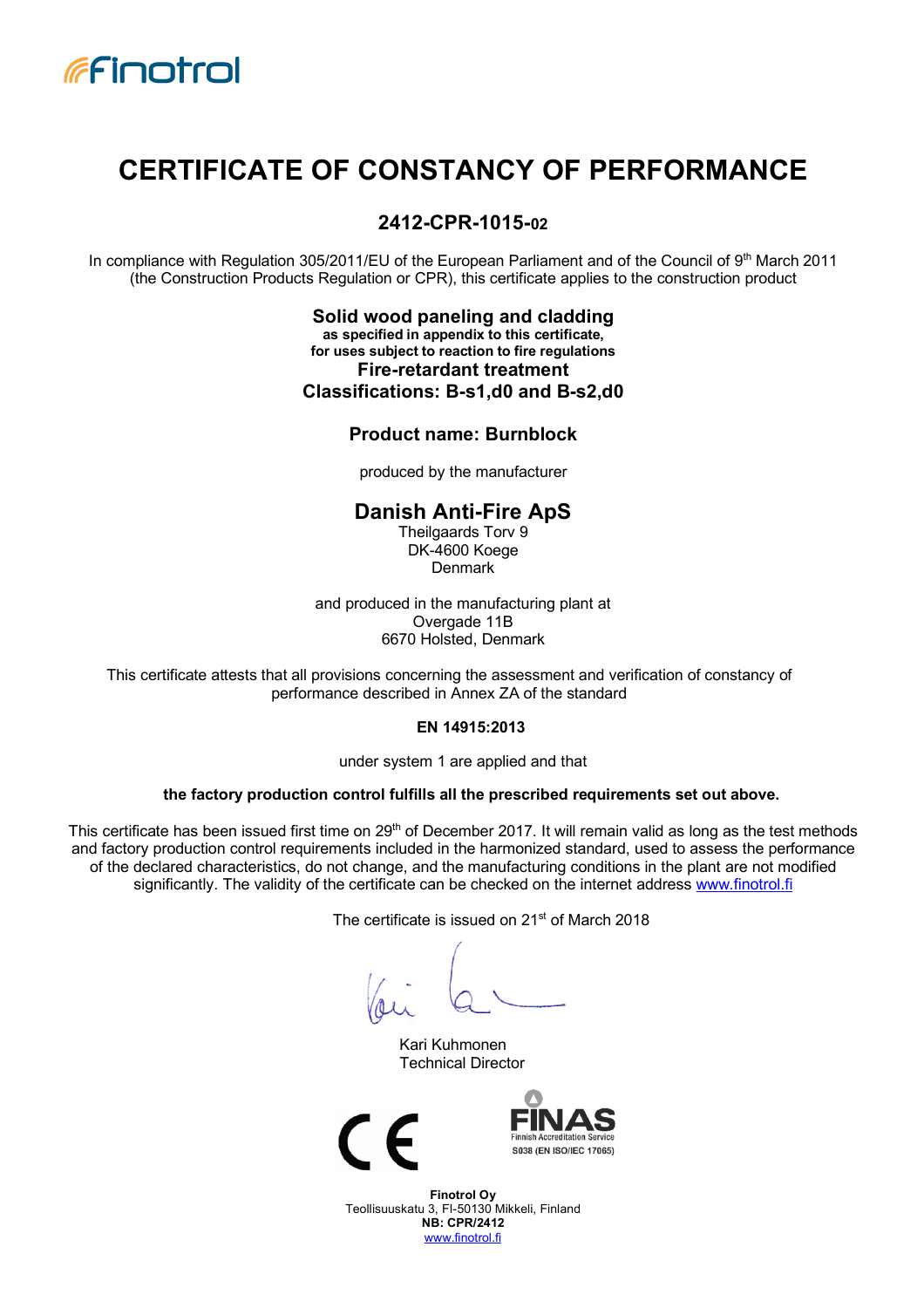Finotrol

# CERTIFICATE OF CONSTANCY OF PERFORMANCE

## 2412-CPR-1015-02

In compliance with Regulation 305/2011/EU of the European Parliament and of the Council of 9th March 2011 (the Construction Products Regulation or CPR), this certificate applies to the construction product

**Solid wood paneling and cladding**
**as specified in appendix to this certificate,**
**for uses subject to reaction to fire regulations**
**Fire-retardant treatment**
**Classifications: B-s1,d0 and B-s2,d0**

**Product name: Burnblock**

produced by the manufacturer

**Danish Anti-Fire ApS**
Theilgaards Torv 9
DK-4600 Koege
Denmark

and produced in the manufacturing plant at
Overgade 11B
6670 Holsted, Denmark

This certificate attests that all provisions concerning the assessment and verification of constancy of performance described in Annex ZA of the standard

**EN 14915:2013**

under system 1 are applied and that

**the factory production control fulfills all the prescribed requirements set out above.**

This certificate has been issued first time on 29th of December 2017. It will remain valid as long as the test methods and factory production control requirements included in the harmonized standard, used to assess the performance of the declared characteristics, do not change, and the manufacturing conditions in the plant are not modified significantly. The validity of the certificate can be checked on the internet address www.finotrol.fi

The certificate is issued on 21st of March 2018

Kari Kuhmonen
Technical Director

CE

FINAS
Finnish Accreditation Service
S038 (EN ISO/IEC 17065)

**Finotrol Oy**
Teollisuuskatu 3, FI-50130 Mikkeli, Finland
**NB: CPR/2412**
www.finotrol.fi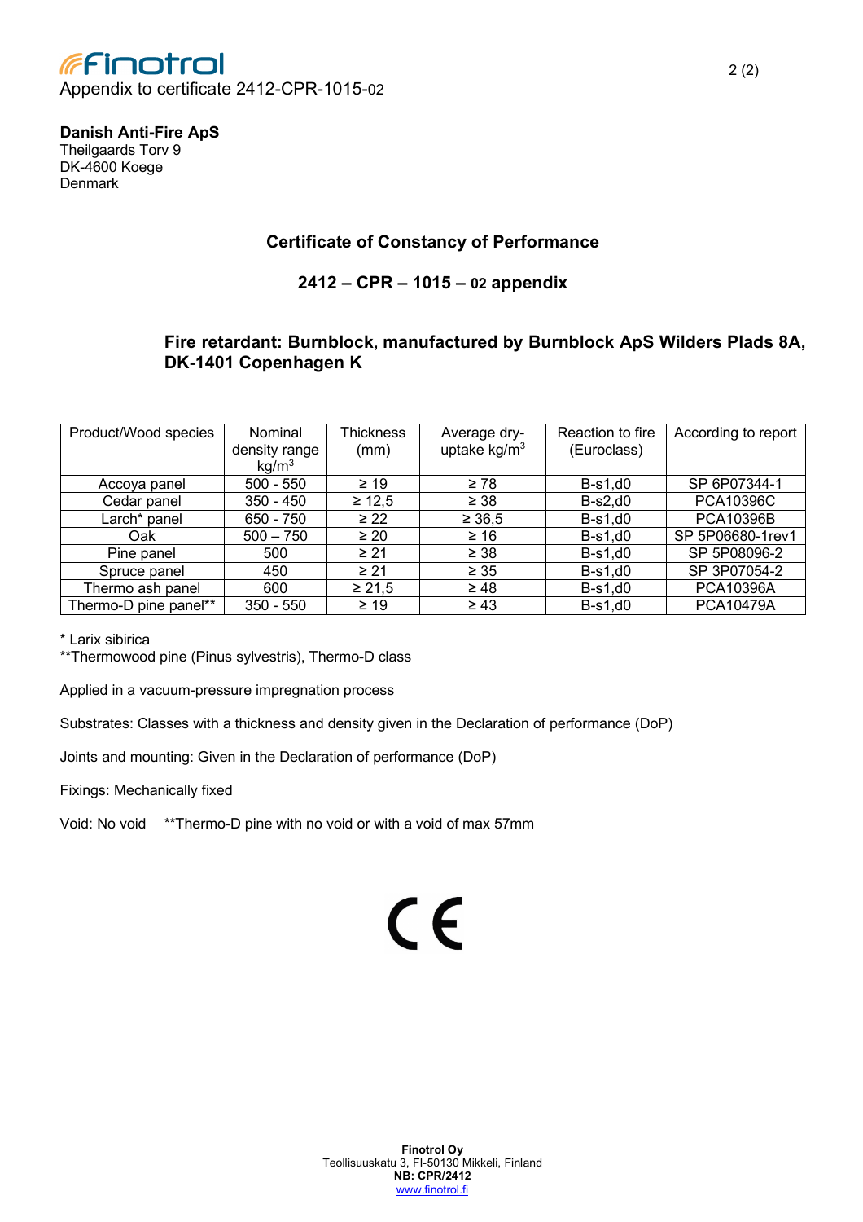Appendix to certificate 2412-CPR-1015-02

**Danish Anti-Fire ApS**
Theilgaards Torv 9
DK-4600 Koege
Denmark

## Certificate of Constancy of Performance

## 2412 – CPR – 1015 – 02 appendix

### Fire retardant: Burnblock, manufactured by Burnblock ApS Wilders Plads 8A, DK-1401 Copenhagen K

| Product/Wood species | Nominal density range $kg/m^3$ | Thickness (mm) | Average dry-uptake $kg/m^3$ | Reaction to fire (Euroclass) | According to report |
|---|---|---|---|---|---|
| Accoya panel | 500 - 550 | ≥ 19 | ≥ 78 | B-s1,d0 | SP 6P07344-1 |
| Cedar panel | 350 - 450 | ≥ 12,5 | ≥ 38 | B-s2,d0 | PCA10396C |
| Larch* panel | 650 - 750 | ≥ 22 | ≥ 36,5 | B-s1,d0 | PCA10396B |
| Oak | 500 – 750 | ≥ 20 | ≥ 16 | B-s1,d0 | SP 5P06680-1rev1 |
| Pine panel | 500 | ≥ 21 | ≥ 38 | B-s1,d0 | SP 5P08096-2 |
| Spruce panel | 450 | ≥ 21 | ≥ 35 | B-s1,d0 | SP 3P07054-2 |
| Thermo ash panel | 600 | ≥ 21,5 | ≥ 48 | B-s1,d0 | PCA10396A |
| Thermo-D pine panel** | 350 - 550 | ≥ 19 | ≥ 43 | B-s1,d0 | PCA10479A |

\* Larix sibirica
**Thermowood pine (Pinus sylvestris), Thermo-D class

Applied in a vacuum-pressure impregnation process

Substrates: Classes with a thickness and density given in the Declaration of performance (DoP)

Joints and mounting: Given in the Declaration of performance (DoP)

Fixings: Mechanically fixed

Void: No void **Thermo-D pine with no void or with a void of max 57mm

CE

**Finotrol Oy**
Teollisuuskatu 3, FI-50130 Mikkeli, Finland
**NB: CPR/2412**
www.finotrol.fi